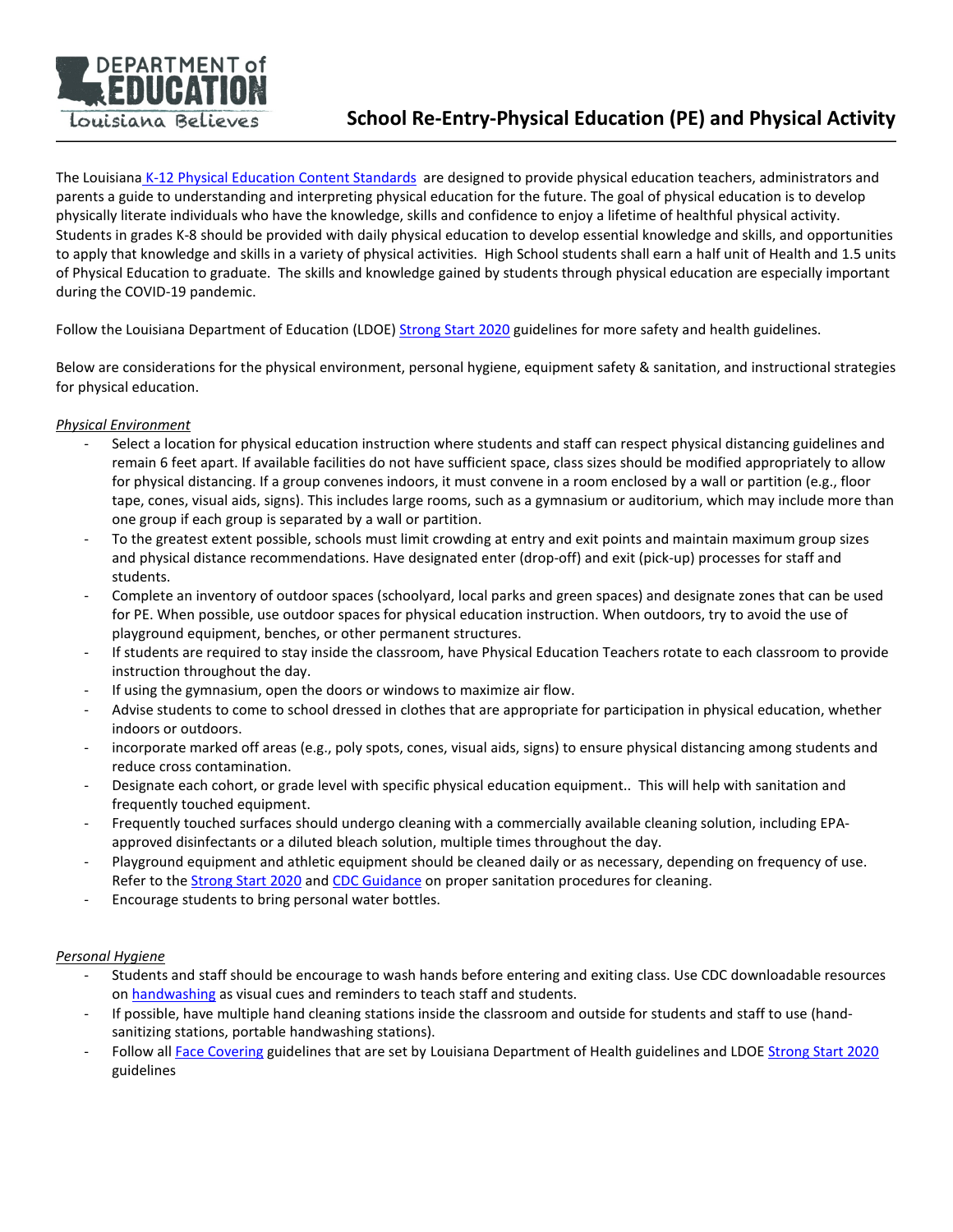# School Re-Entry-Physical Education (PE) and Physical Activity

The Louisiana K-12 Physical Education Content Standards are designed to provide physical education teachers, administrators and parents a guide to understanding and interpreting physical education for the future. The goal of physical education is to develop physically literate individuals who have the knowledge, skills and confidence to enjoy a lifetime of healthful physical activity. Students in grades K-8 should be provided with daily physical education to develop essential knowledge and skills, and opportunities to apply that knowledge and skills in a variety of physical activities. High School students shall earn a half unit of Health and 1.5 units of Physical Education to graduate. The skills and knowledge gained by students through physical education are especially important during the COVID-19 pandemic.

Follow the Louisiana Department of Education (LDOE) Strong Start 2020 guidelines for more safety and health guidelines.

Below are considerations for the physical environment, personal hygiene, equipment safety & sanitation, and instructional strategies for physical education.

*Physical Environment*

- Select a location for physical education instruction where students and staff can respect physical distancing guidelines and remain 6 feet apart. If available facilities do not have sufficient space, class sizes should be modified appropriately to allow for physical distancing. If a group convenes indoors, it must convene in a room enclosed by a wall or partition (e.g., floor tape, cones, visual aids, signs). This includes large rooms, such as a gymnasium or auditorium, which may include more than one group if each group is separated by a wall or partition.
- To the greatest extent possible, schools must limit crowding at entry and exit points and maintain maximum group sizes and physical distance recommendations. Have designated enter (drop-off) and exit (pick-up) processes for staff and students.
- Complete an inventory of outdoor spaces (schoolyard, local parks and green spaces) and designate zones that can be used for PE. When possible, use outdoor spaces for physical education instruction. When outdoors, try to avoid the use of playground equipment, benches, or other permanent structures.
- If students are required to stay inside the classroom, have Physical Education Teachers rotate to each classroom to provide instruction throughout the day.
- If using the gymnasium, open the doors or windows to maximize air flow.
- Advise students to come to school dressed in clothes that are appropriate for participation in physical education, whether indoors or outdoors.
- incorporate marked off areas (e.g., poly spots, cones, visual aids, signs) to ensure physical distancing among students and reduce cross contamination.
- Designate each cohort, or grade level with specific physical education equipment.. This will help with sanitation and frequently touched equipment.
- Frequently touched surfaces should undergo cleaning with a commercially available cleaning solution, including EPA-approved disinfectants or a diluted bleach solution, multiple times throughout the day.
- Playground equipment and athletic equipment should be cleaned daily or as necessary, depending on frequency of use. Refer to the Strong Start 2020 and CDC Guidance on proper sanitation procedures for cleaning.
- Encourage students to bring personal water bottles.

*Personal Hygiene*

- Students and staff should be encourage to wash hands before entering and exiting class. Use CDC downloadable resources on handwashing as visual cues and reminders to teach staff and students.
- If possible, have multiple hand cleaning stations inside the classroom and outside for students and staff to use (hand-sanitizing stations, portable handwashing stations).
- Follow all Face Covering guidelines that are set by Louisiana Department of Health guidelines and LDOE Strong Start 2020 guidelines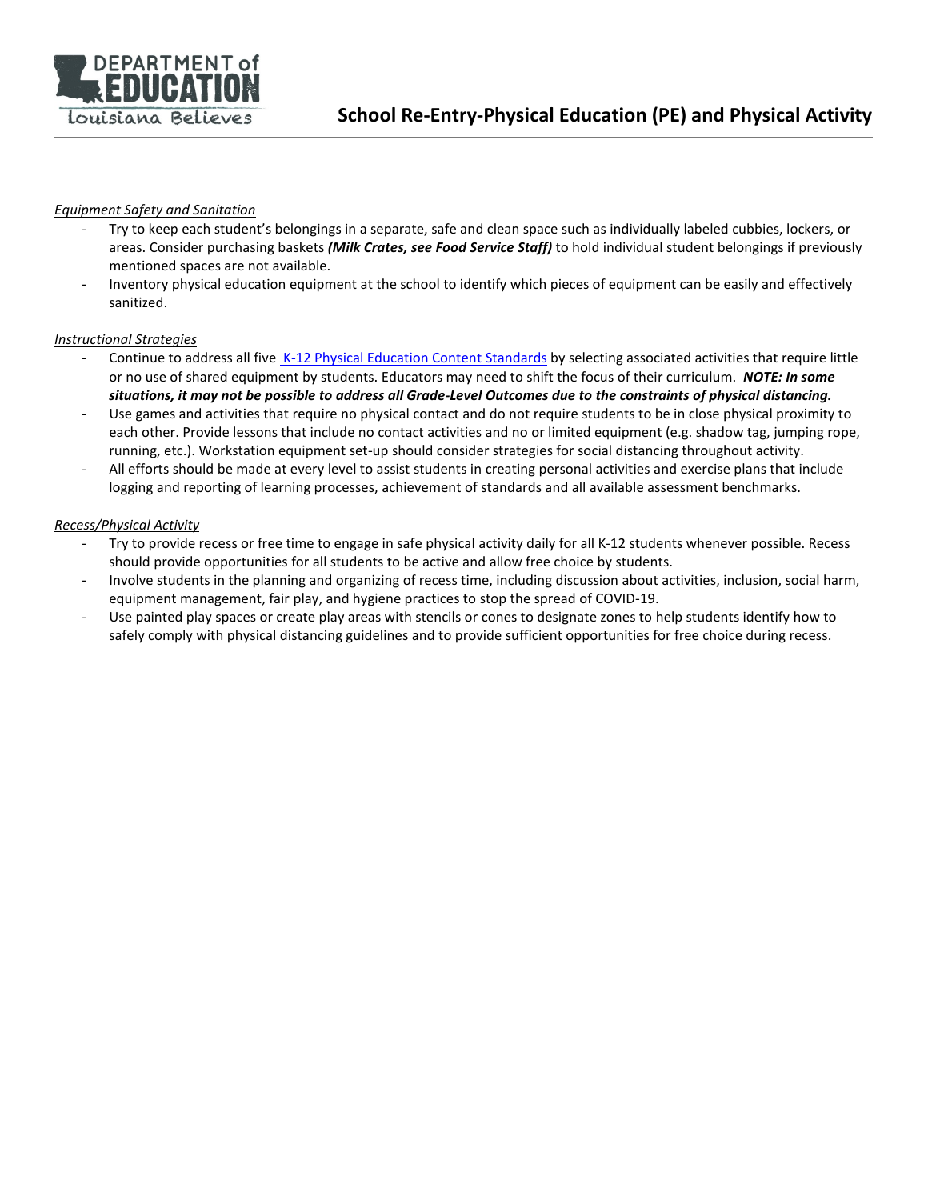*Equipment Safety and Sanitation*

- Try to keep each student's belongings in a separate, safe and clean space such as individually labeled cubbies, lockers, or areas. Consider purchasing baskets ***(Milk Crates, see Food Service Staff)*** to hold individual student belongings if previously mentioned spaces are not available.
- Inventory physical education equipment at the school to identify which pieces of equipment can be easily and effectively sanitized.

*Instructional Strategies*

- Continue to address all five K-12 Physical Education Content Standards by selecting associated activities that require little or no use of shared equipment by students. Educators may need to shift the focus of their curriculum. ***NOTE: In some situations, it may not be possible to address all Grade-Level Outcomes due to the constraints of physical distancing.***
- Use games and activities that require no physical contact and do not require students to be in close physical proximity to each other. Provide lessons that include no contact activities and no or limited equipment (e.g. shadow tag, jumping rope, running, etc.). Workstation equipment set-up should consider strategies for social distancing throughout activity.
- All efforts should be made at every level to assist students in creating personal activities and exercise plans that include logging and reporting of learning processes, achievement of standards and all available assessment benchmarks.

*Recess/Physical Activity*

- Try to provide recess or free time to engage in safe physical activity daily for all K-12 students whenever possible. Recess should provide opportunities for all students to be active and allow free choice by students.
- Involve students in the planning and organizing of recess time, including discussion about activities, inclusion, social harm, equipment management, fair play, and hygiene practices to stop the spread of COVID-19.
- Use painted play spaces or create play areas with stencils or cones to designate zones to help students identify how to safely comply with physical distancing guidelines and to provide sufficient opportunities for free choice during recess.